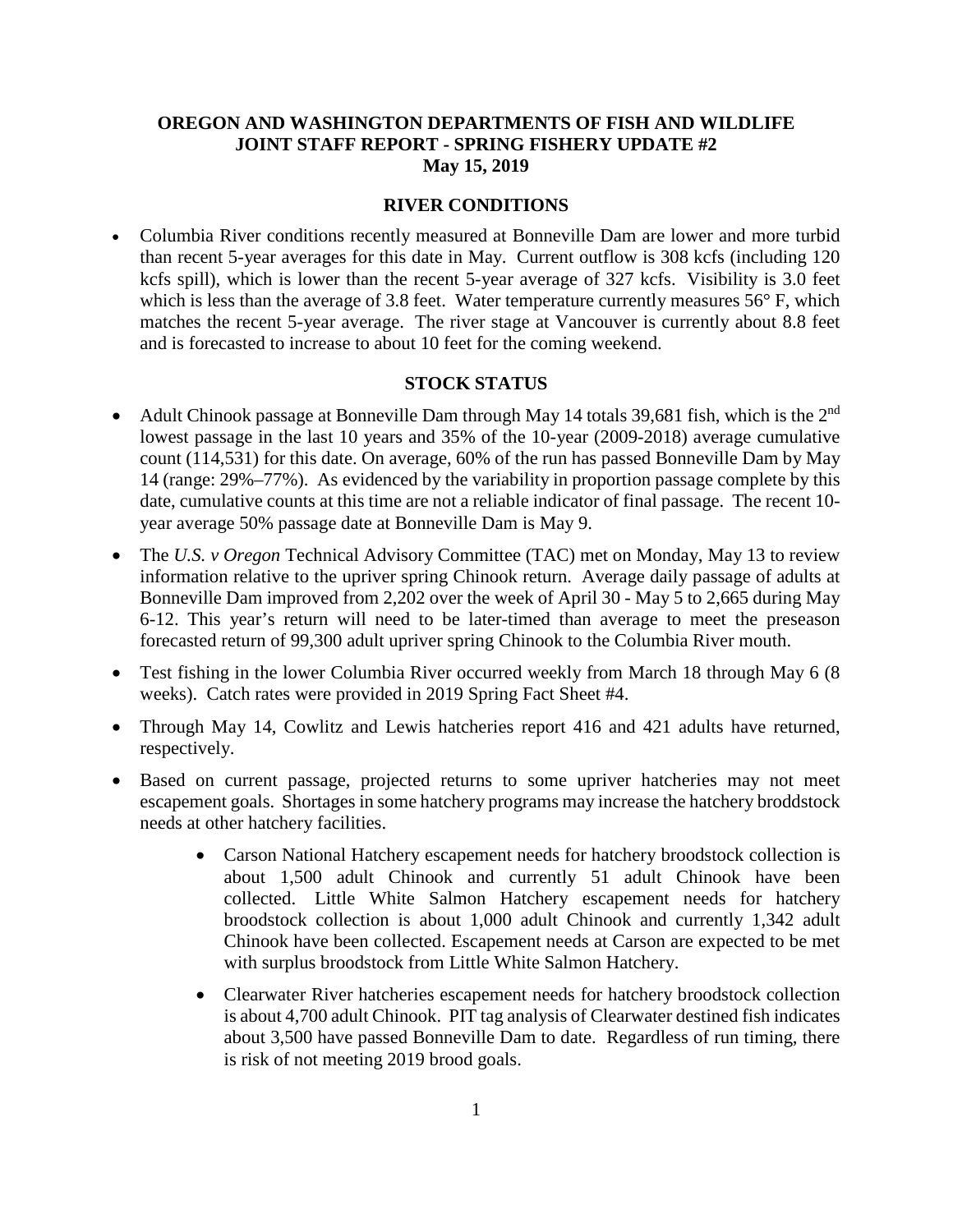# OREGON AND WASHINGTON DEPARTMENTS OF FISH AND WILDLIFE
# JOINT STAFF REPORT - SPRING FISHERY UPDATE #2
# May 15, 2019

## RIVER CONDITIONS

- Columbia River conditions recently measured at Bonneville Dam are lower and more turbid than recent 5-year averages for this date in May. Current outflow is 308 kcfs (including 120 kcfs spill), which is lower than the recent 5-year average of 327 kcfs. Visibility is 3.0 feet which is less than the average of 3.8 feet. Water temperature currently measures 56° F, which matches the recent 5-year average. The river stage at Vancouver is currently about 8.8 feet and is forecasted to increase to about 10 feet for the coming weekend.

## STOCK STATUS

- Adult Chinook passage at Bonneville Dam through May 14 totals 39,681 fish, which is the 2nd lowest passage in the last 10 years and 35% of the 10-year (2009-2018) average cumulative count (114,531) for this date. On average, 60% of the run has passed Bonneville Dam by May 14 (range: 29%–77%). As evidenced by the variability in proportion passage complete by this date, cumulative counts at this time are not a reliable indicator of final passage. The recent 10-year average 50% passage date at Bonneville Dam is May 9.
- The *U.S. v Oregon* Technical Advisory Committee (TAC) met on Monday, May 13 to review information relative to the upriver spring Chinook return. Average daily passage of adults at Bonneville Dam improved from 2,202 over the week of April 30 - May 5 to 2,665 during May 6-12. This year's return will need to be later-timed than average to meet the preseason forecasted return of 99,300 adult upriver spring Chinook to the Columbia River mouth.
- Test fishing in the lower Columbia River occurred weekly from March 18 through May 6 (8 weeks). Catch rates were provided in 2019 Spring Fact Sheet #4.
- Through May 14, Cowlitz and Lewis hatcheries report 416 and 421 adults have returned, respectively.
- Based on current passage, projected returns to some upriver hatcheries may not meet escapement goals. Shortages in some hatchery programs may increase the hatchery broddstock needs at other hatchery facilities.
  - Carson National Hatchery escapement needs for hatchery broodstock collection is about 1,500 adult Chinook and currently 51 adult Chinook have been collected. Little White Salmon Hatchery escapement needs for hatchery broodstock collection is about 1,000 adult Chinook and currently 1,342 adult Chinook have been collected. Escapement needs at Carson are expected to be met with surplus broodstock from Little White Salmon Hatchery.
  - Clearwater River hatcheries escapement needs for hatchery broodstock collection is about 4,700 adult Chinook. PIT tag analysis of Clearwater destined fish indicates about 3,500 have passed Bonneville Dam to date. Regardless of run timing, there is risk of not meeting 2019 brood goals.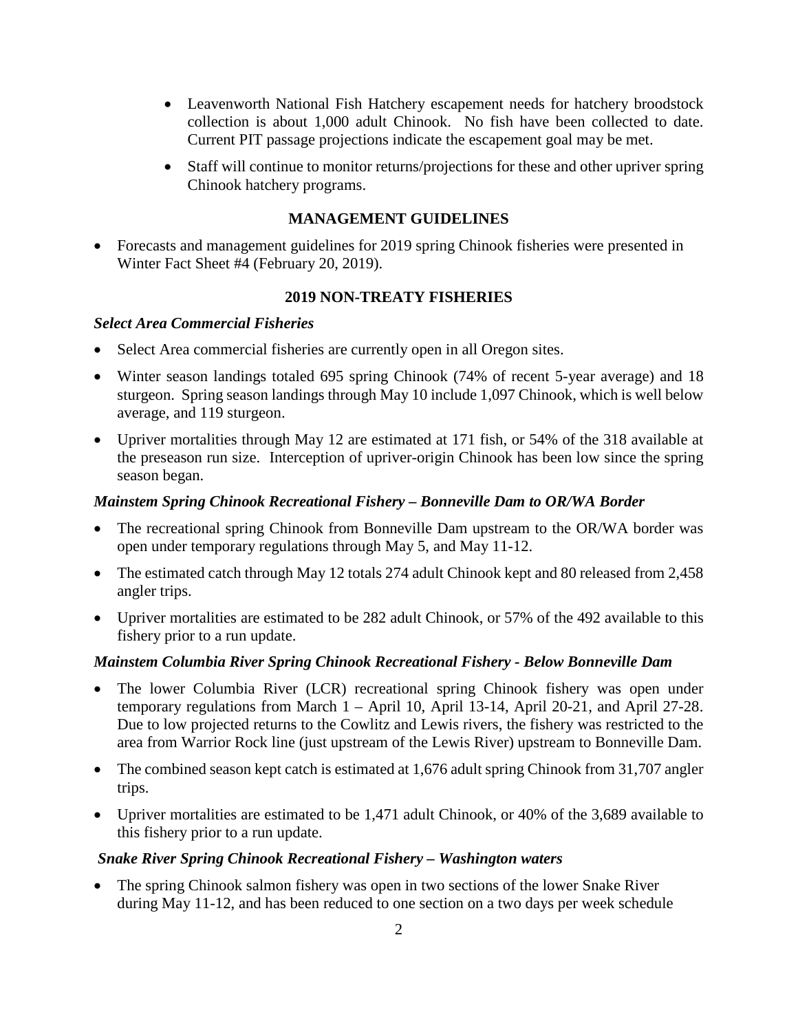- Leavenworth National Fish Hatchery escapement needs for hatchery broodstock collection is about 1,000 adult Chinook. No fish have been collected to date. Current PIT passage projections indicate the escapement goal may be met.
- Staff will continue to monitor returns/projections for these and other upriver spring Chinook hatchery programs.

## MANAGEMENT GUIDELINES

- Forecasts and management guidelines for 2019 spring Chinook fisheries were presented in Winter Fact Sheet #4 (February 20, 2019).

## 2019 NON-TREATY FISHERIES

### *Select Area Commercial Fisheries*

- Select Area commercial fisheries are currently open in all Oregon sites.
- Winter season landings totaled 695 spring Chinook (74% of recent 5-year average) and 18 sturgeon. Spring season landings through May 10 include 1,097 Chinook, which is well below average, and 119 sturgeon.
- Upriver mortalities through May 12 are estimated at 171 fish, or 54% of the 318 available at the preseason run size. Interception of upriver-origin Chinook has been low since the spring season began.

### *Mainstem Spring Chinook Recreational Fishery – Bonneville Dam to OR/WA Border*

- The recreational spring Chinook from Bonneville Dam upstream to the OR/WA border was open under temporary regulations through May 5, and May 11-12.
- The estimated catch through May 12 totals 274 adult Chinook kept and 80 released from 2,458 angler trips.
- Upriver mortalities are estimated to be 282 adult Chinook, or 57% of the 492 available to this fishery prior to a run update.

### *Mainstem Columbia River Spring Chinook Recreational Fishery - Below Bonneville Dam*

- The lower Columbia River (LCR) recreational spring Chinook fishery was open under temporary regulations from March 1 – April 10, April 13-14, April 20-21, and April 27-28. Due to low projected returns to the Cowlitz and Lewis rivers, the fishery was restricted to the area from Warrior Rock line (just upstream of the Lewis River) upstream to Bonneville Dam.
- The combined season kept catch is estimated at 1,676 adult spring Chinook from 31,707 angler trips.
- Upriver mortalities are estimated to be 1,471 adult Chinook, or 40% of the 3,689 available to this fishery prior to a run update.

### *Snake River Spring Chinook Recreational Fishery – Washington waters*

- The spring Chinook salmon fishery was open in two sections of the lower Snake River during May 11-12, and has been reduced to one section on a two days per week schedule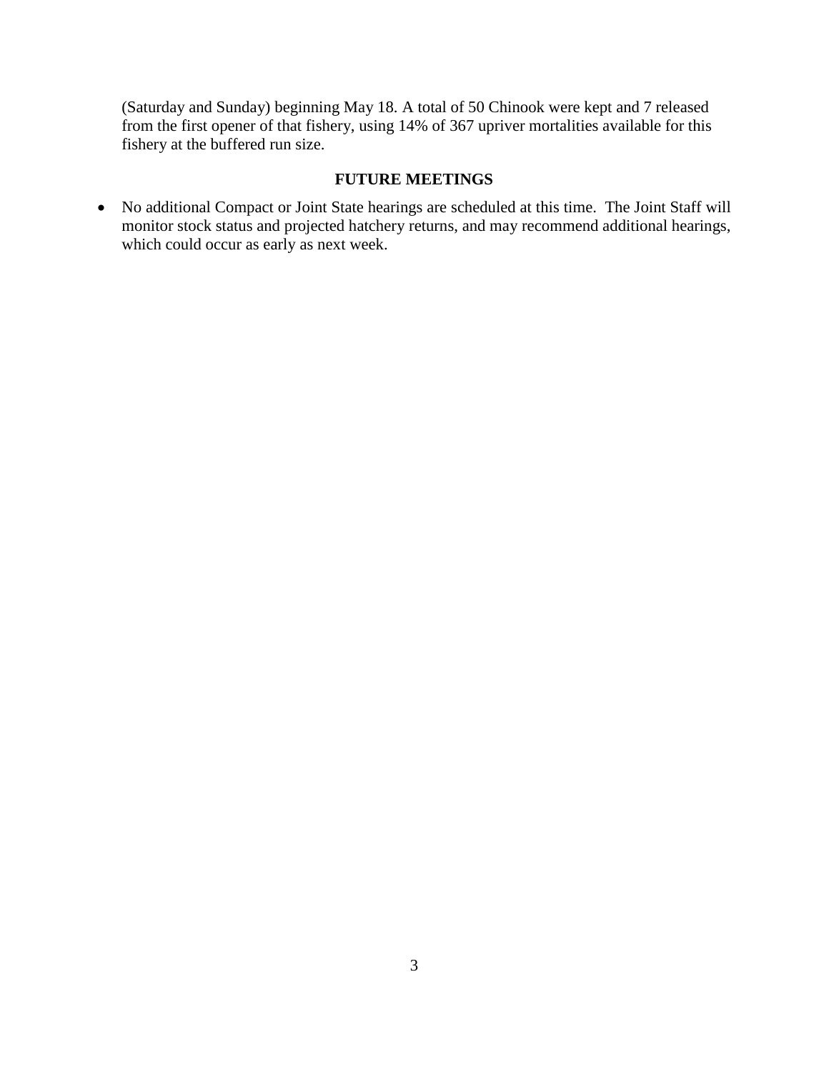(Saturday and Sunday) beginning May 18. A total of 50 Chinook were kept and 7 released from the first opener of that fishery, using 14% of 367 upriver mortalities available for this fishery at the buffered run size.

## FUTURE MEETINGS

- No additional Compact or Joint State hearings are scheduled at this time. The Joint Staff will monitor stock status and projected hatchery returns, and may recommend additional hearings, which could occur as early as next week.